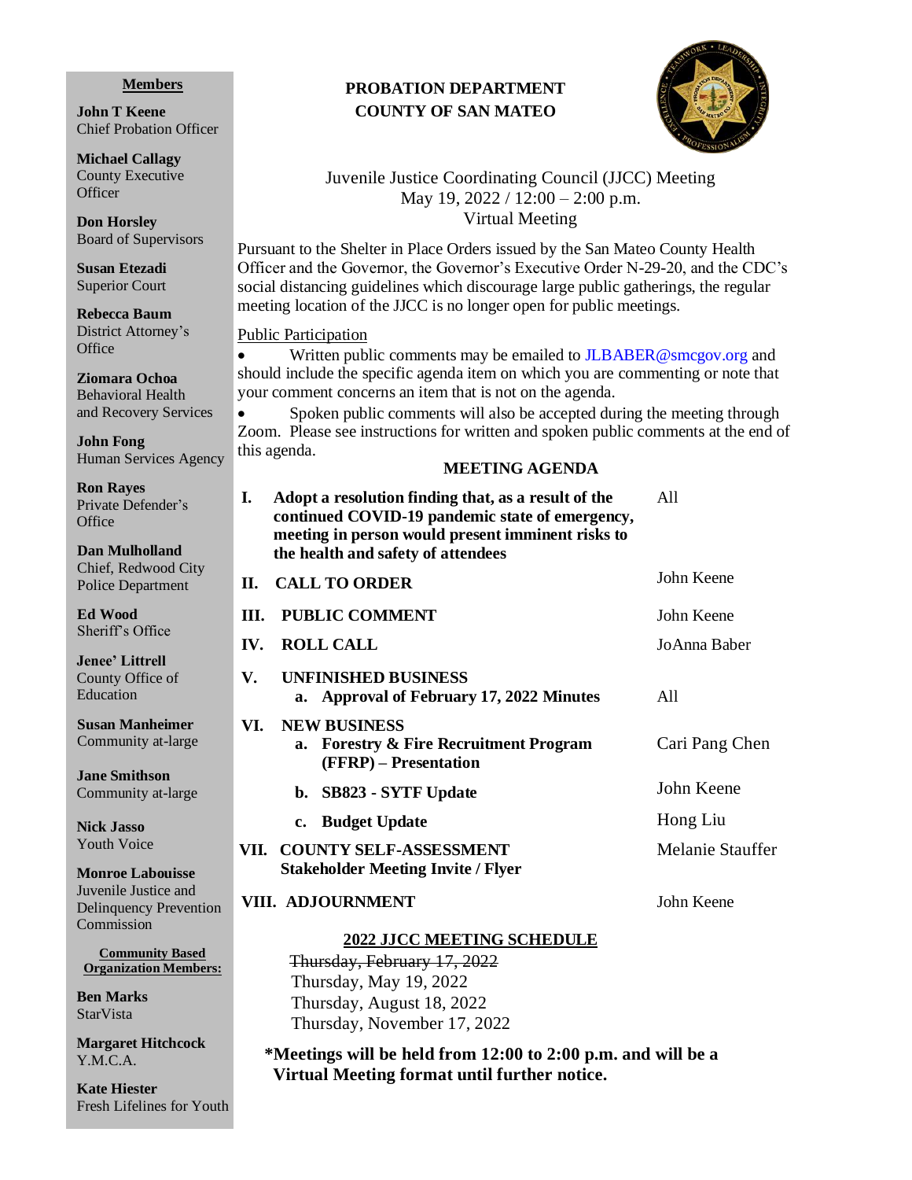**Members**

**John T Keene**
Chief Probation Officer

**Michael Callagy**
County Executive Officer

**Don Horsley**
Board of Supervisors

**Susan Etezadi**
Superior Court

**Rebecca Baum**
District Attorney's Office

**Ziomara Ochoa**
Behavioral Health and Recovery Services

**John Fong**
Human Services Agency

**Ron Rayes**
Private Defender's Office

**Dan Mulholland**
Chief, Redwood City Police Department

**Ed Wood**
Sheriff's Office

**Jenee' Littrell**
County Office of Education

**Susan Manheimer**
Community at-large

**Jane Smithson**
Community at-large

**Nick Jasso**
Youth Voice

**Monroe Labouisse**
Juvenile Justice and Delinquency Prevention Commission

**Community Based Organization Members:**

**Ben Marks**
StarVista

**Margaret Hitchcock**
Y.M.C.A.

**Kate Hiester**
Fresh Lifelines for Youth

# PROBATION DEPARTMENT
# COUNTY OF SAN MATEO

Juvenile Justice Coordinating Council (JJCC) Meeting
May 19, 2022 / 12:00 – 2:00 p.m.
Virtual Meeting

Pursuant to the Shelter in Place Orders issued by the San Mateo County Health Officer and the Governor, the Governor's Executive Order N-29-20, and the CDC's social distancing guidelines which discourage large public gatherings, the regular meeting location of the JJCC is no longer open for public meetings.

Public Participation

- Written public comments may be emailed to JLBABER@smcgov.org and should include the specific agenda item on which you are commenting or note that your comment concerns an item that is not on the agenda.
- Spoken public comments will also be accepted during the meeting through Zoom. Please see instructions for written and spoken public comments at the end of this agenda.

## MEETING AGENDA

| | | |
|---|---|---|
| **I.** | **Adopt a resolution finding that, as a result of the continued COVID-19 pandemic state of emergency, meeting in person would present imminent risks to the health and safety of attendees** | All |
| **II.** | **CALL TO ORDER** | John Keene |
| **III.** | **PUBLIC COMMENT** | John Keene |
| **IV.** | **ROLL CALL** | JoAnna Baber |
| **V.** | **UNFINISHED BUSINESS** | |
| | **a. Approval of February 17, 2022 Minutes** | All |
| **VI.** | **NEW BUSINESS** | |
| | **a. Forestry & Fire Recruitment Program (FFRP) – Presentation** | Cari Pang Chen |
| | **b. SB823 - SYTF Update** | John Keene |
| | **c. Budget Update** | Hong Liu |
| **VII.** | **COUNTY SELF-ASSESSMENT Stakeholder Meeting Invite / Flyer** | Melanie Stauffer |
| **VIII.** | **ADJOURNMENT** | John Keene |

**2022 JJCC MEETING SCHEDULE**

~~Thursday, February 17, 2022~~
Thursday, May 19, 2022
Thursday, August 18, 2022
Thursday, November 17, 2022

**\*Meetings will be held from 12:00 to 2:00 p.m. and will be a Virtual Meeting format until further notice.**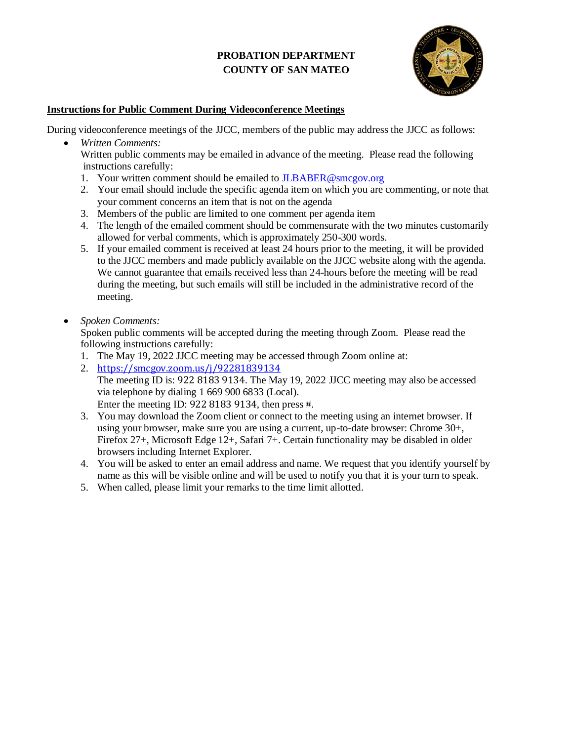**PROBATION DEPARTMENT**
**COUNTY OF SAN MATEO**

**Instructions for Public Comment During Videoconference Meetings**

During videoconference meetings of the JJCC, members of the public may address the JJCC as follows:

- *Written Comments:*
  Written public comments may be emailed in advance of the meeting. Please read the following instructions carefully:
  1. Your written comment should be emailed to JLBABER@smcgov.org
  2. Your email should include the specific agenda item on which you are commenting, or note that your comment concerns an item that is not on the agenda
  3. Members of the public are limited to one comment per agenda item
  4. The length of the emailed comment should be commensurate with the two minutes customarily allowed for verbal comments, which is approximately 250-300 words.
  5. If your emailed comment is received at least 24 hours prior to the meeting, it will be provided to the JJCC members and made publicly available on the JJCC website along with the agenda. We cannot guarantee that emails received less than 24-hours before the meeting will be read during the meeting, but such emails will still be included in the administrative record of the meeting.

- *Spoken Comments:*
  Spoken public comments will be accepted during the meeting through Zoom. Please read the following instructions carefully:
  1. The May 19, 2022 JJCC meeting may be accessed through Zoom online at:
  2. https://smcgov.zoom.us/j/92281839134
     The meeting ID is: 922 8183 9134. The May 19, 2022 JJCC meeting may also be accessed via telephone by dialing 1 669 900 6833 (Local).
     Enter the meeting ID: 922 8183 9134, then press #.
  3. You may download the Zoom client or connect to the meeting using an internet browser. If using your browser, make sure you are using a current, up-to-date browser: Chrome 30+, Firefox 27+, Microsoft Edge 12+, Safari 7+. Certain functionality may be disabled in older browsers including Internet Explorer.
  4. You will be asked to enter an email address and name. We request that you identify yourself by name as this will be visible online and will be used to notify you that it is your turn to speak.
  5. When called, please limit your remarks to the time limit allotted.